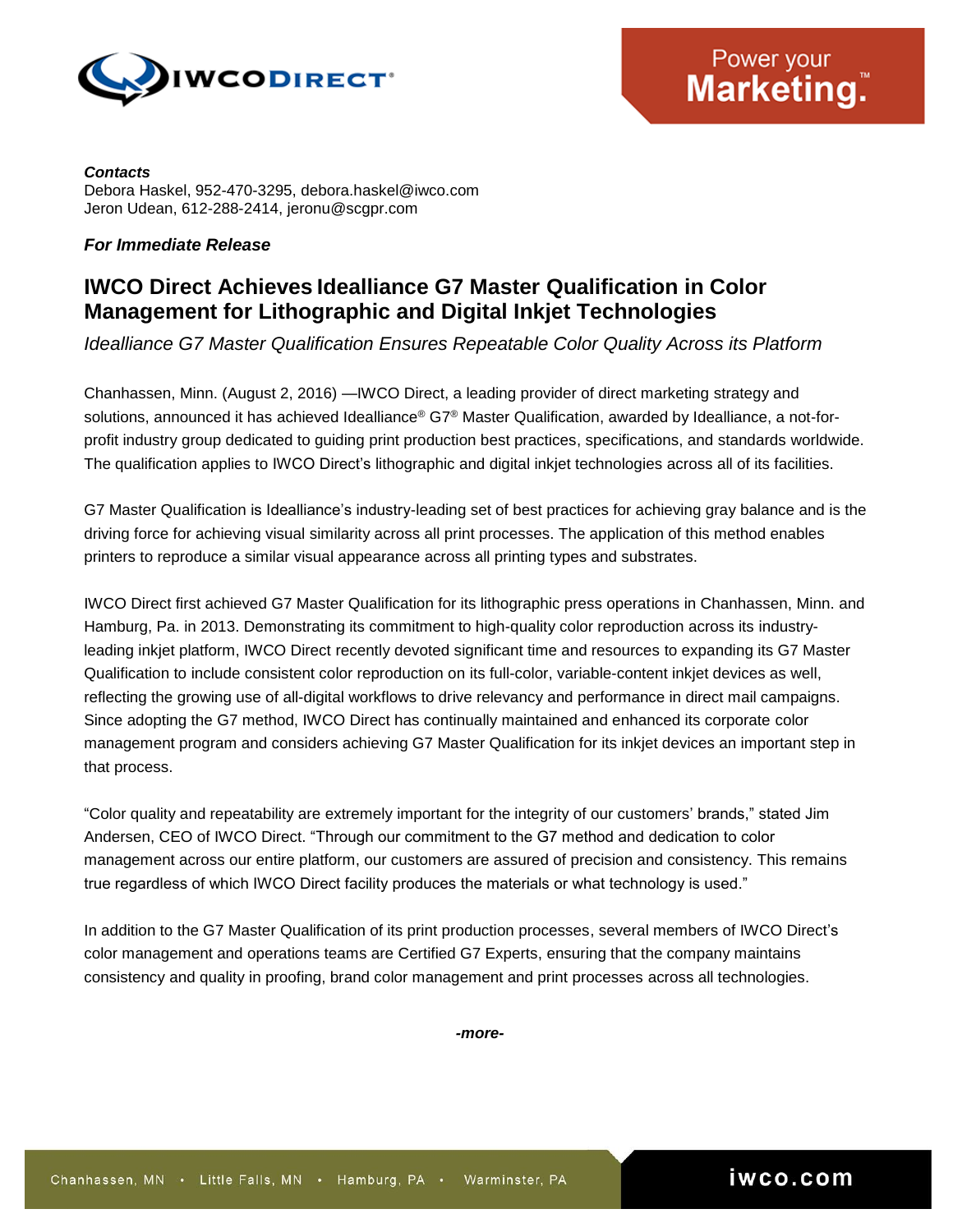***Contacts***
Debora Haskel, 952-470-3295, debora.haskel@iwco.com
Jeron Udean, 612-288-2414, jeronu@scgpr.com

***For Immediate Release***

## IWCO Direct Achieves Idealliance G7 Master Qualification in Color Management for Lithographic and Digital Inkjet Technologies

*Idealliance G7 Master Qualification Ensures Repeatable Color Quality Across its Platform*

Chanhassen, Minn. (August 2, 2016) —IWCO Direct, a leading provider of direct marketing strategy and solutions, announced it has achieved Idealliance® G7® Master Qualification, awarded by Idealliance, a not-for-profit industry group dedicated to guiding print production best practices, specifications, and standards worldwide. The qualification applies to IWCO Direct's lithographic and digital inkjet technologies across all of its facilities.

G7 Master Qualification is Idealliance's industry-leading set of best practices for achieving gray balance and is the driving force for achieving visual similarity across all print processes. The application of this method enables printers to reproduce a similar visual appearance across all printing types and substrates.

IWCO Direct first achieved G7 Master Qualification for its lithographic press operations in Chanhassen, Minn. and Hamburg, Pa. in 2013. Demonstrating its commitment to high-quality color reproduction across its industry-leading inkjet platform, IWCO Direct recently devoted significant time and resources to expanding its G7 Master Qualification to include consistent color reproduction on its full-color, variable-content inkjet devices as well, reflecting the growing use of all-digital workflows to drive relevancy and performance in direct mail campaigns. Since adopting the G7 method, IWCO Direct has continually maintained and enhanced its corporate color management program and considers achieving G7 Master Qualification for its inkjet devices an important step in that process.

"Color quality and repeatability are extremely important for the integrity of our customers' brands," stated Jim Andersen, CEO of IWCO Direct. "Through our commitment to the G7 method and dedication to color management across our entire platform, our customers are assured of precision and consistency. This remains true regardless of which IWCO Direct facility produces the materials or what technology is used."

In addition to the G7 Master Qualification of its print production processes, several members of IWCO Direct's color management and operations teams are Certified G7 Experts, ensuring that the company maintains consistency and quality in proofing, brand color management and print processes across all technologies.

***-more-***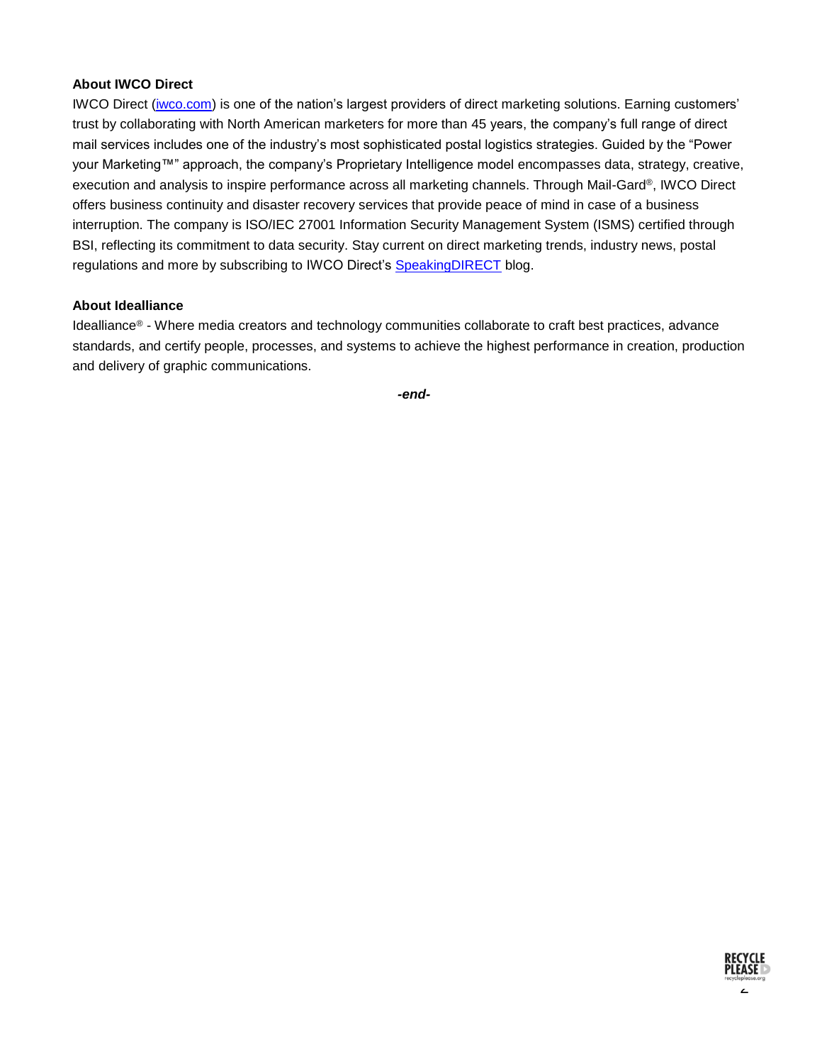**About IWCO Direct**

IWCO Direct (iwco.com) is one of the nation's largest providers of direct marketing solutions. Earning customers' trust by collaborating with North American marketers for more than 45 years, the company's full range of direct mail services includes one of the industry's most sophisticated postal logistics strategies. Guided by the "Power your Marketing™" approach, the company's Proprietary Intelligence model encompasses data, strategy, creative, execution and analysis to inspire performance across all marketing channels. Through Mail-Gard®, IWCO Direct offers business continuity and disaster recovery services that provide peace of mind in case of a business interruption. The company is ISO/IEC 27001 Information Security Management System (ISMS) certified through BSI, reflecting its commitment to data security. Stay current on direct marketing trends, industry news, postal regulations and more by subscribing to IWCO Direct's SpeakingDIRECT blog.

**About Idealliance**

Idealliance® - Where media creators and technology communities collaborate to craft best practices, advance standards, and certify people, processes, and systems to achieve the highest performance in creation, production and delivery of graphic communications.

***-end-***

RECYCLE PLEASE recyclepleas.org